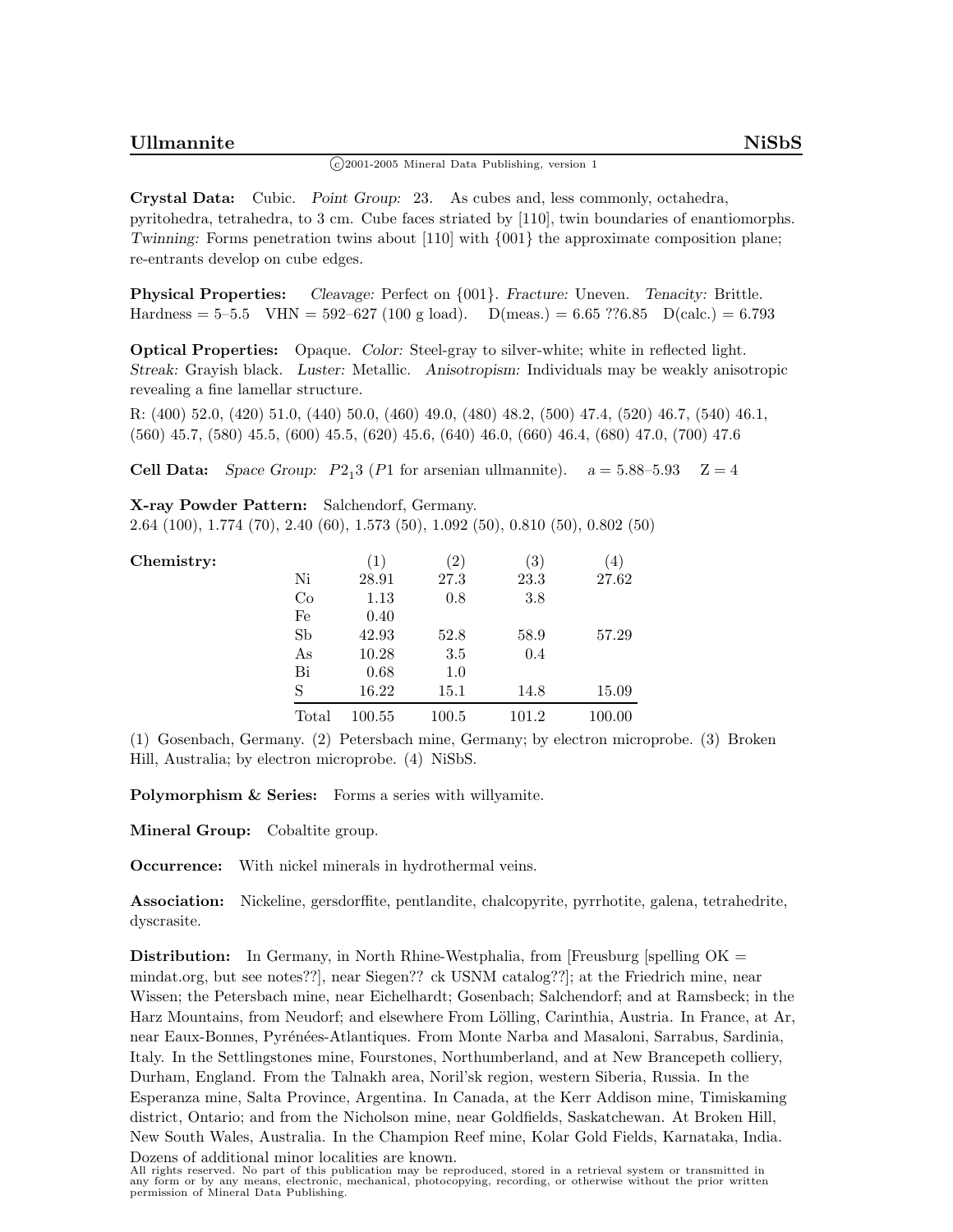# Ullmannite NiSbS

©2001-2005 Mineral Data Publishing, version 1

**Crystal Data:** Cubic. *Point Group:* 23. As cubes and, less commonly, octahedra, pyritohedra, tetrahedra, to 3 cm. Cube faces striated by [110], twin boundaries of enantiomorphs. *Twinning:* Forms penetration twins about [110] with {001} the approximate composition plane; re-entrants develop on cube edges.

**Physical Properties:** *Cleavage:* Perfect on {001}. *Fracture:* Uneven. *Tenacity:* Brittle. Hardness = 5–5.5 VHN = 592–627 (100 g load). D(meas.) = 6.65 ??6.85 D(calc.) = 6.793

**Optical Properties:** Opaque. *Color:* Steel-gray to silver-white; white in reflected light. *Streak:* Grayish black. *Luster:* Metallic. *Anisotropism:* Individuals may be weakly anisotropic revealing a fine lamellar structure.

R: (400) 52.0, (420) 51.0, (440) 50.0, (460) 49.0, (480) 48.2, (500) 47.4, (520) 46.7, (540) 46.1, (560) 45.7, (580) 45.5, (600) 45.5, (620) 45.6, (640) 46.0, (660) 46.4, (680) 47.0, (700) 47.6

**Cell Data:** *Space Group:* $P2_13$ ($P1$ for arsenian ullmannite). a = 5.88–5.93 Z = 4

**X-ray Powder Pattern:** Salchendorf, Germany.
2.64 (100), 1.774 (70), 2.40 (60), 1.573 (50), 1.092 (50), 0.810 (50), 0.802 (50)

**Chemistry:**

| | (1) | (2) | (3) | (4) |
|---|---|---|---|---|
| Ni | 28.91 | 27.3 | 23.3 | 27.62 |
| Co | 1.13 | 0.8 | 3.8 | |
| Fe | 0.40 | | | |
| Sb | 42.93 | 52.8 | 58.9 | 57.29 |
| As | 10.28 | 3.5 | 0.4 | |
| Bi | 0.68 | 1.0 | | |
| S | 16.22 | 15.1 | 14.8 | 15.09 |
| Total | 100.55 | 100.5 | 101.2 | 100.00 |

(1) Gosenbach, Germany. (2) Petersbach mine, Germany; by electron microprobe. (3) Broken Hill, Australia; by electron microprobe. (4) NiSbS.

**Polymorphism & Series:** Forms a series with willyamite.

**Mineral Group:** Cobaltite group.

**Occurrence:** With nickel minerals in hydrothermal veins.

**Association:** Nickeline, gersdorffite, pentlandite, chalcopyrite, pyrrhotite, galena, tetrahedrite, dyscrasite.

**Distribution:** In Germany, in North Rhine-Westphalia, from [Freusburg [spelling OK = mindat.org, but see notes??], near Siegen?? ck USNM catalog??]; at the Friedrich mine, near Wissen; the Petersbach mine, near Eichelhardt; Gosenbach; Salchendorf; and at Ramsbeck; in the Harz Mountains, from Neudorf; and elsewhere From Lölling, Carinthia, Austria. In France, at Ar, near Eaux-Bonnes, Pyrénées-Atlantiques. From Monte Narba and Masaloni, Sarrabus, Sardinia, Italy. In the Settlingstones mine, Fourstones, Northumberland, and at New Brancepeth colliery, Durham, England. From the Talnakh area, Noril'sk region, western Siberia, Russia. In the Esperanza mine, Salta Province, Argentina. In Canada, at the Kerr Addison mine, Timiskaming district, Ontario; and from the Nicholson mine, near Goldfields, Saskatchewan. At Broken Hill, New South Wales, Australia. In the Champion Reef mine, Kolar Gold Fields, Karnataka, India. Dozens of additional minor localities are known.

All rights reserved. No part of this publication may be reproduced, stored in a retrieval system or transmitted in any form or by any means, electronic, mechanical, photocopying, recording, or otherwise without the prior written permission of Mineral Data Publishing.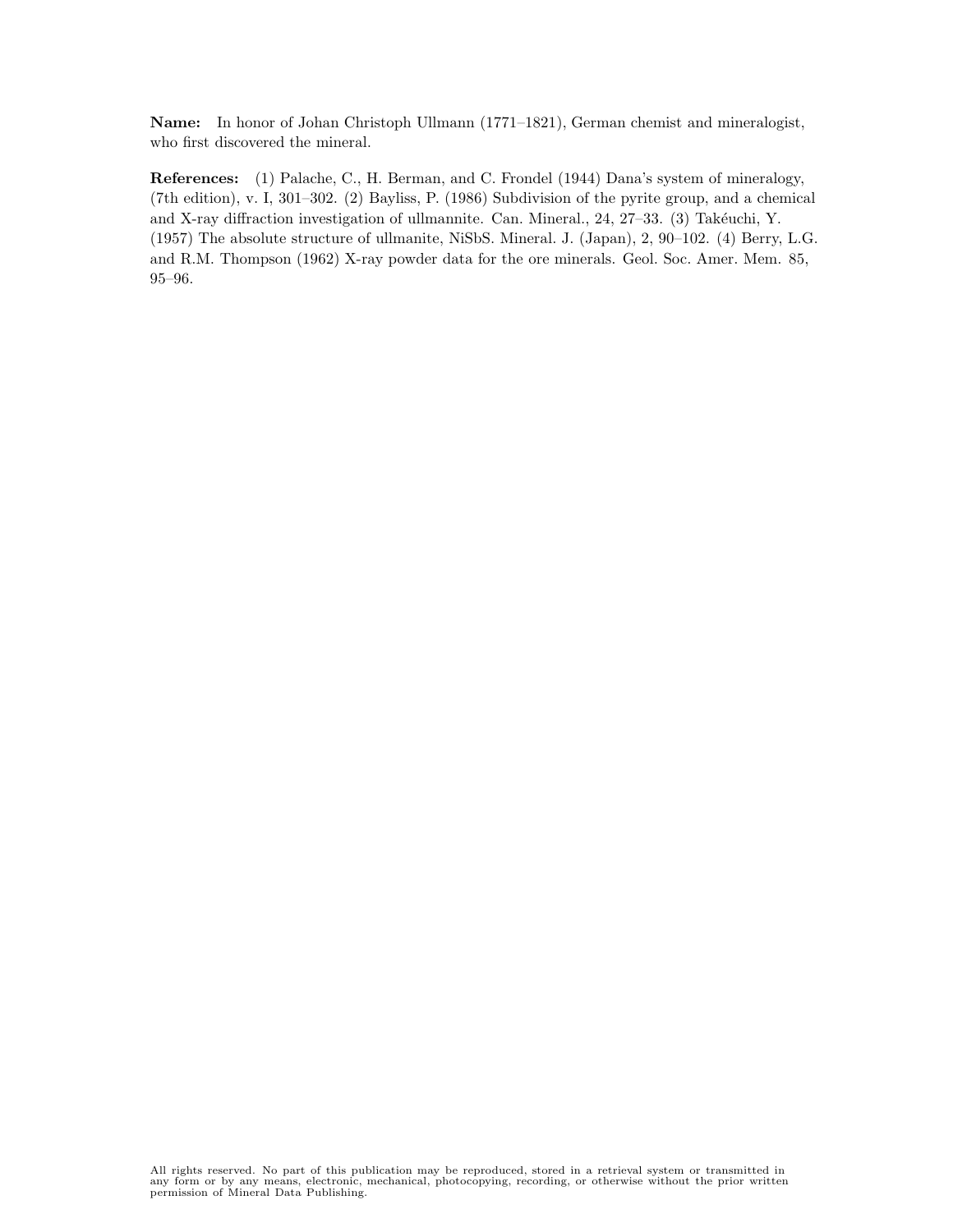**Name:** In honor of Johan Christoph Ullmann (1771–1821), German chemist and mineralogist, who first discovered the mineral.

**References:** (1) Palache, C., H. Berman, and C. Frondel (1944) Dana's system of mineralogy, (7th edition), v. I, 301–302. (2) Bayliss, P. (1986) Subdivision of the pyrite group, and a chemical and X-ray diffraction investigation of ullmannite. Can. Mineral., 24, 27–33. (3) Takéuchi, Y. (1957) The absolute structure of ullmanite, NiSbS. Mineral. J. (Japan), 2, 90–102. (4) Berry, L.G. and R.M. Thompson (1962) X-ray powder data for the ore minerals. Geol. Soc. Amer. Mem. 85, 95–96.

All rights reserved. No part of this publication may be reproduced, stored in a retrieval system or transmitted in any form or by any means, electronic, mechanical, photocopying, recording, or otherwise without the prior written permission of Mineral Data Publishing.